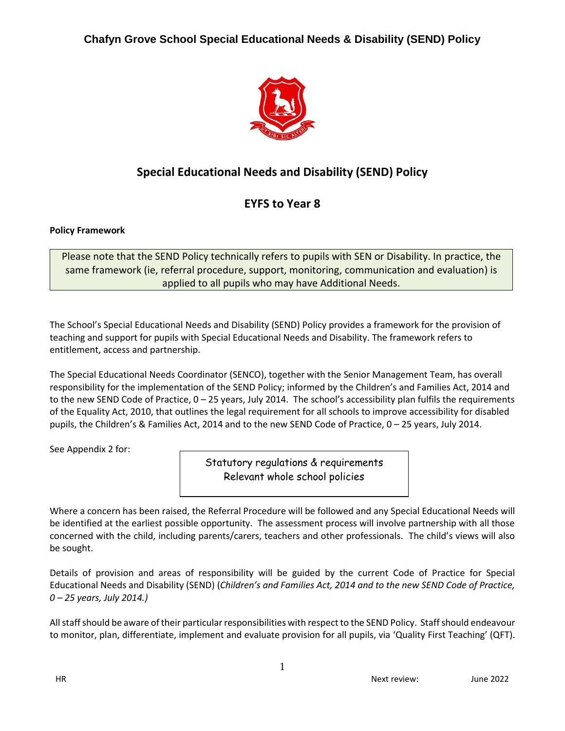# Special Educational Needs and Disability (SEND) Policy

## EYFS to Year 8

**Policy Framework**

> Please note that the SEND Policy technically refers to pupils with SEN or Disability. In practice, the same framework (ie, referral procedure, support, monitoring, communication and evaluation) is applied to all pupils who may have Additional Needs.

The School's Special Educational Needs and Disability (SEND) Policy provides a framework for the provision of teaching and support for pupils with Special Educational Needs and Disability. The framework refers to entitlement, access and partnership.

The Special Educational Needs Coordinator (SENCO), together with the Senior Management Team, has overall responsibility for the implementation of the SEND Policy; informed by the Children's and Families Act, 2014 and to the new SEND Code of Practice, 0 – 25 years, July 2014. The school's accessibility plan fulfils the requirements of the Equality Act, 2010, that outlines the legal requirement for all schools to improve accessibility for disabled pupils, the Children's & Families Act, 2014 and to the new SEND Code of Practice, 0 – 25 years, July 2014.

See Appendix 2 for:

> Statutory regulations & requirements
> Relevant whole school policies

Where a concern has been raised, the Referral Procedure will be followed and any Special Educational Needs will be identified at the earliest possible opportunity. The assessment process will involve partnership with all those concerned with the child, including parents/carers, teachers and other professionals. The child's views will also be sought.

Details of provision and areas of responsibility will be guided by the current Code of Practice for Special Educational Needs and Disability (SEND) (*Children's and Families Act, 2014 and to the new SEND Code of Practice, 0 – 25 years, July 2014.)*

All staff should be aware of their particular responsibilities with respect to the SEND Policy. Staff should endeavour to monitor, plan, differentiate, implement and evaluate provision for all pupils, via 'Quality First Teaching' (QFT).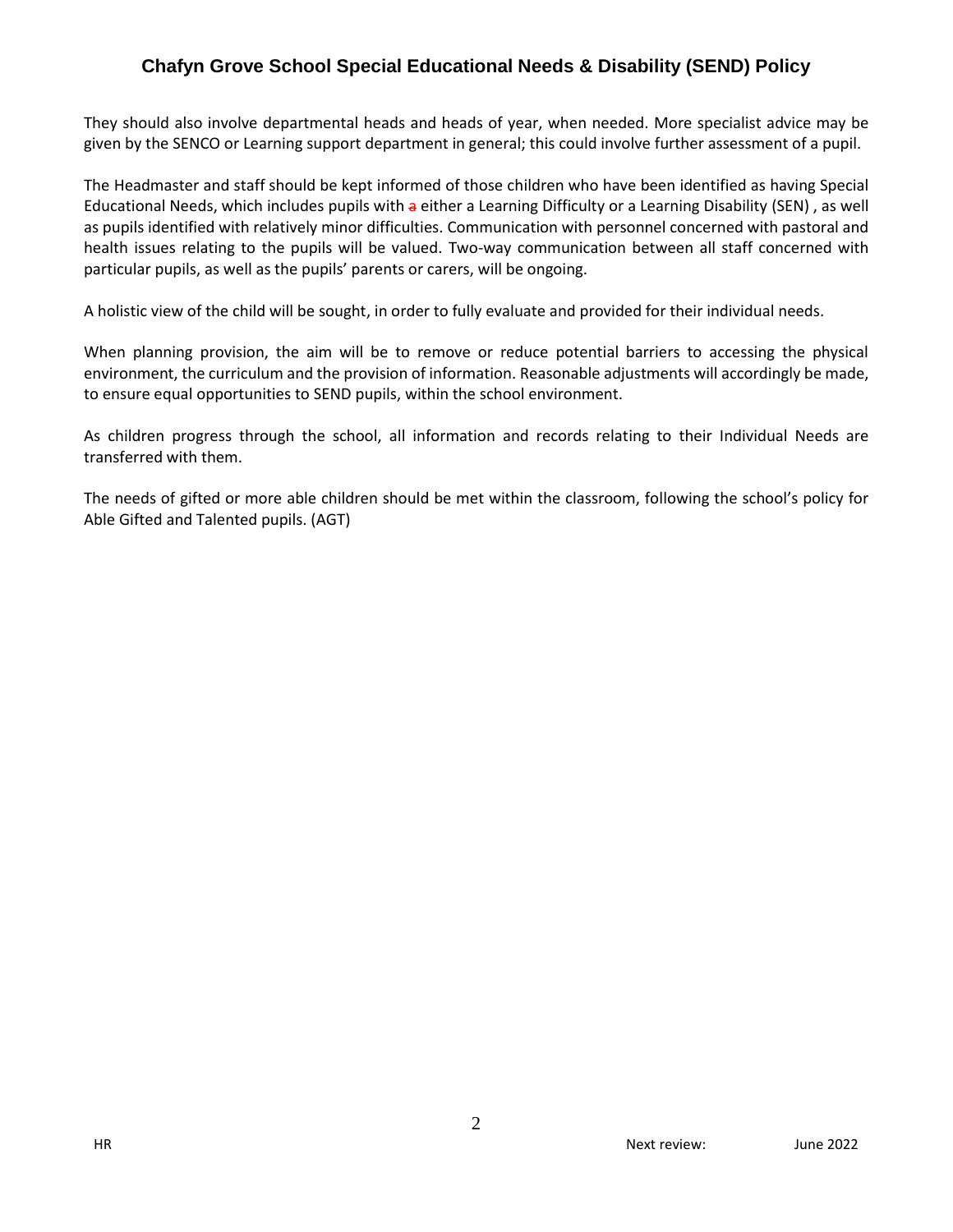They should also involve departmental heads and heads of year, when needed. More specialist advice may be given by the SENCO or Learning support department in general; this could involve further assessment of a pupil.

The Headmaster and staff should be kept informed of those children who have been identified as having Special Educational Needs, which includes pupils with ~~a~~ either a Learning Difficulty or a Learning Disability (SEN) , as well as pupils identified with relatively minor difficulties. Communication with personnel concerned with pastoral and health issues relating to the pupils will be valued. Two-way communication between all staff concerned with particular pupils, as well as the pupils' parents or carers, will be ongoing.

A holistic view of the child will be sought, in order to fully evaluate and provided for their individual needs.

When planning provision, the aim will be to remove or reduce potential barriers to accessing the physical environment, the curriculum and the provision of information. Reasonable adjustments will accordingly be made, to ensure equal opportunities to SEND pupils, within the school environment.

As children progress through the school, all information and records relating to their Individual Needs are transferred with them.

The needs of gifted or more able children should be met within the classroom, following the school's policy for Able Gifted and Talented pupils. (AGT)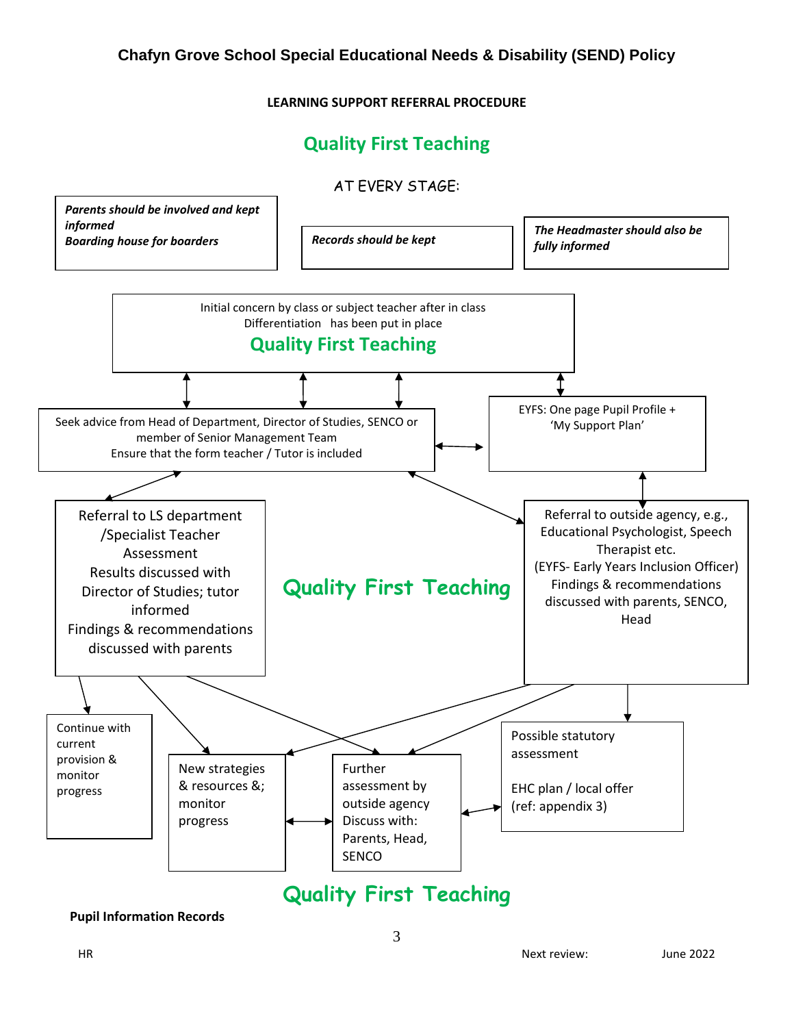# Chafyn Grove School Special Educational Needs & Disability (SEND) Policy

**LEARNING SUPPORT REFERRAL PROCEDURE**

## Quality First Teaching

AT EVERY STAGE:

***Parents should be involved and kept informed***
***Boarding house for boarders***

***Records should be kept***

***The Headmaster should also be fully informed***

Initial concern by class or subject teacher after in class Differentiation has been put in place
**Quality First Teaching**

Seek advice from Head of Department, Director of Studies, SENCO or member of Senior Management Team
Ensure that the form teacher / Tutor is included

EYFS: One page Pupil Profile + 'My Support Plan'

Referral to LS department /Specialist Teacher
Assessment
Results discussed with Director of Studies; tutor informed
Findings & recommendations discussed with parents

**Quality First Teaching**

Referral to outside agency, e.g., Educational Psychologist, Speech Therapist etc.
(EYFS- Early Years Inclusion Officer)
Findings & recommendations discussed with parents, SENCO, Head

Continue with current provision & monitor progress

New strategies & resources &; monitor progress

Further assessment by outside agency
Discuss with: Parents, Head, SENCO

Possible statutory assessment

EHC plan / local offer (ref: appendix 3)

**Quality First Teaching**

**Pupil Information Records**

HR

Next review: June 2022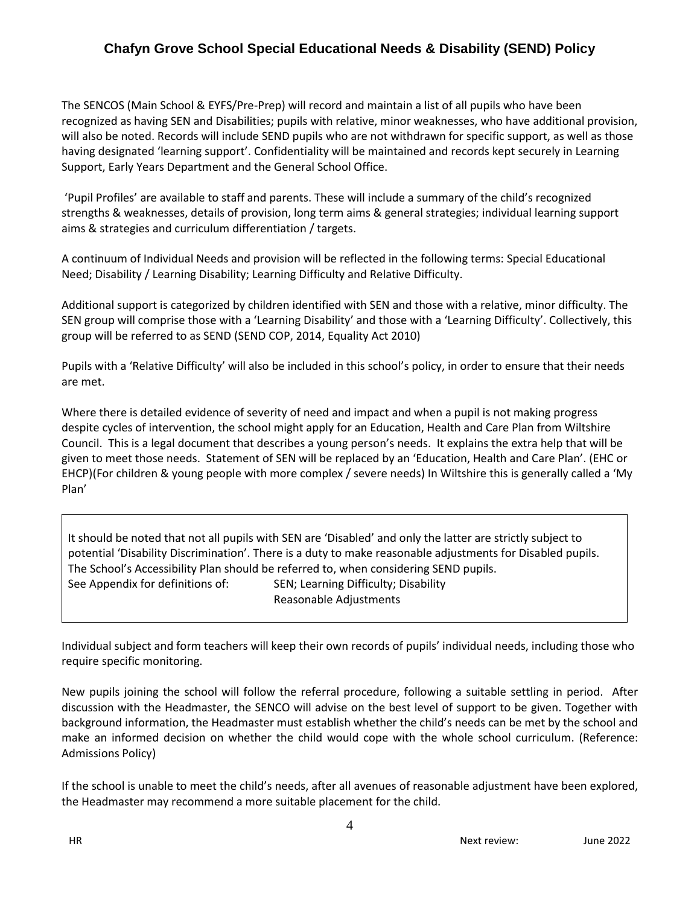The SENCOS (Main School & EYFS/Pre-Prep) will record and maintain a list of all pupils who have been recognized as having SEN and Disabilities; pupils with relative, minor weaknesses, who have additional provision, will also be noted. Records will include SEND pupils who are not withdrawn for specific support, as well as those having designated 'learning support'. Confidentiality will be maintained and records kept securely in Learning Support, Early Years Department and the General School Office.

'Pupil Profiles' are available to staff and parents. These will include a summary of the child's recognized strengths & weaknesses, details of provision, long term aims & general strategies; individual learning support aims & strategies and curriculum differentiation / targets.

A continuum of Individual Needs and provision will be reflected in the following terms: Special Educational Need; Disability / Learning Disability; Learning Difficulty and Relative Difficulty.

Additional support is categorized by children identified with SEN and those with a relative, minor difficulty. The SEN group will comprise those with a 'Learning Disability' and those with a 'Learning Difficulty'. Collectively, this group will be referred to as SEND (SEND COP, 2014, Equality Act 2010)

Pupils with a 'Relative Difficulty' will also be included in this school's policy, in order to ensure that their needs are met.

Where there is detailed evidence of severity of need and impact and when a pupil is not making progress despite cycles of intervention, the school might apply for an Education, Health and Care Plan from Wiltshire Council. This is a legal document that describes a young person's needs. It explains the extra help that will be given to meet those needs. Statement of SEN will be replaced by an 'Education, Health and Care Plan'. (EHC or EHCP)(For children & young people with more complex / severe needs) In Wiltshire this is generally called a 'My Plan'

> It should be noted that not all pupils with SEN are 'Disabled' and only the latter are strictly subject to potential 'Disability Discrimination'. There is a duty to make reasonable adjustments for Disabled pupils. The School's Accessibility Plan should be referred to, when considering SEND pupils.
>
> See Appendix for definitions of: SEN; Learning Difficulty; Disability
> Reasonable Adjustments

Individual subject and form teachers will keep their own records of pupils' individual needs, including those who require specific monitoring.

New pupils joining the school will follow the referral procedure, following a suitable settling in period. After discussion with the Headmaster, the SENCO will advise on the best level of support to be given. Together with background information, the Headmaster must establish whether the child's needs can be met by the school and make an informed decision on whether the child would cope with the whole school curriculum. (Reference: Admissions Policy)

If the school is unable to meet the child's needs, after all avenues of reasonable adjustment have been explored, the Headmaster may recommend a more suitable placement for the child.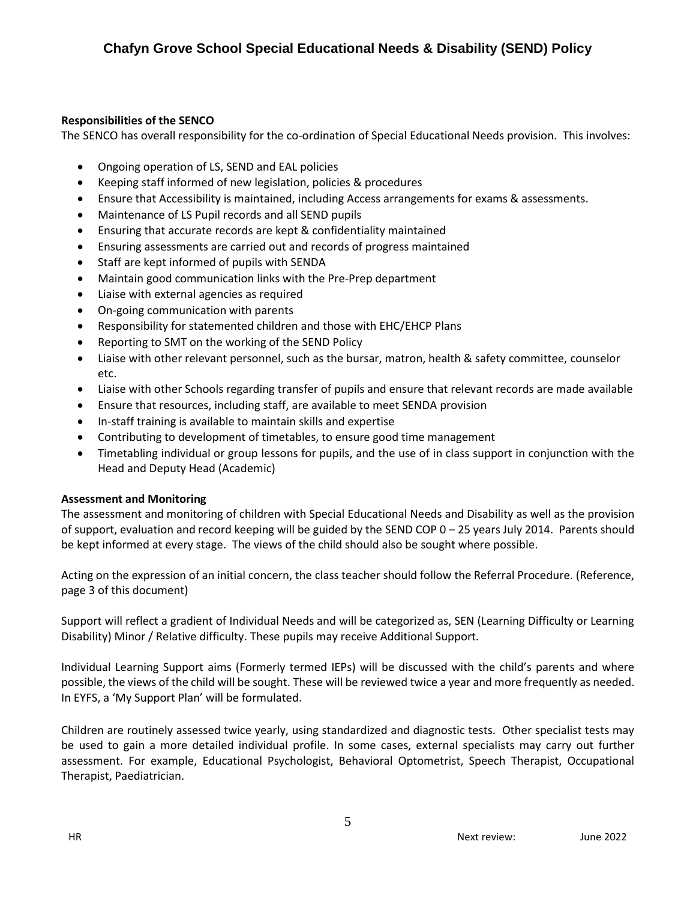**Responsibilities of the SENCO**

The SENCO has overall responsibility for the co-ordination of Special Educational Needs provision. This involves:

- Ongoing operation of LS, SEND and EAL policies
- Keeping staff informed of new legislation, policies & procedures
- Ensure that Accessibility is maintained, including Access arrangements for exams & assessments.
- Maintenance of LS Pupil records and all SEND pupils
- Ensuring that accurate records are kept & confidentiality maintained
- Ensuring assessments are carried out and records of progress maintained
- Staff are kept informed of pupils with SENDA
- Maintain good communication links with the Pre-Prep department
- Liaise with external agencies as required
- On-going communication with parents
- Responsibility for statemented children and those with EHC/EHCP Plans
- Reporting to SMT on the working of the SEND Policy
- Liaise with other relevant personnel, such as the bursar, matron, health & safety committee, counselor etc.
- Liaise with other Schools regarding transfer of pupils and ensure that relevant records are made available
- Ensure that resources, including staff, are available to meet SENDA provision
- In-staff training is available to maintain skills and expertise
- Contributing to development of timetables, to ensure good time management
- Timetabling individual or group lessons for pupils, and the use of in class support in conjunction with the Head and Deputy Head (Academic)

**Assessment and Monitoring**

The assessment and monitoring of children with Special Educational Needs and Disability as well as the provision of support, evaluation and record keeping will be guided by the SEND COP 0 – 25 years July 2014. Parents should be kept informed at every stage. The views of the child should also be sought where possible.

Acting on the expression of an initial concern, the class teacher should follow the Referral Procedure. (Reference, page 3 of this document)

Support will reflect a gradient of Individual Needs and will be categorized as, SEN (Learning Difficulty or Learning Disability) Minor / Relative difficulty. These pupils may receive Additional Support.

Individual Learning Support aims (Formerly termed IEPs) will be discussed with the child's parents and where possible, the views of the child will be sought. These will be reviewed twice a year and more frequently as needed. In EYFS, a 'My Support Plan' will be formulated.

Children are routinely assessed twice yearly, using standardized and diagnostic tests. Other specialist tests may be used to gain a more detailed individual profile. In some cases, external specialists may carry out further assessment. For example, Educational Psychologist, Behavioral Optometrist, Speech Therapist, Occupational Therapist, Paediatrician.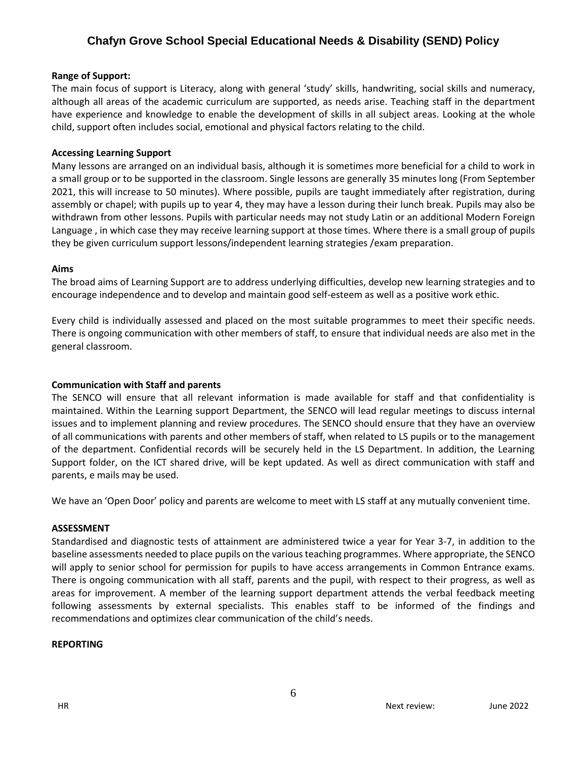**Range of Support:**

The main focus of support is Literacy, along with general 'study' skills, handwriting, social skills and numeracy, although all areas of the academic curriculum are supported, as needs arise. Teaching staff in the department have experience and knowledge to enable the development of skills in all subject areas. Looking at the whole child, support often includes social, emotional and physical factors relating to the child.

**Accessing Learning Support**

Many lessons are arranged on an individual basis, although it is sometimes more beneficial for a child to work in a small group or to be supported in the classroom. Single lessons are generally 35 minutes long (From September 2021, this will increase to 50 minutes). Where possible, pupils are taught immediately after registration, during assembly or chapel; with pupils up to year 4, they may have a lesson during their lunch break. Pupils may also be withdrawn from other lessons. Pupils with particular needs may not study Latin or an additional Modern Foreign Language , in which case they may receive learning support at those times. Where there is a small group of pupils they be given curriculum support lessons/independent learning strategies /exam preparation.

**Aims**

The broad aims of Learning Support are to address underlying difficulties, develop new learning strategies and to encourage independence and to develop and maintain good self-esteem as well as a positive work ethic.

Every child is individually assessed and placed on the most suitable programmes to meet their specific needs. There is ongoing communication with other members of staff, to ensure that individual needs are also met in the general classroom.

**Communication with Staff and parents**

The SENCO will ensure that all relevant information is made available for staff and that confidentiality is maintained. Within the Learning support Department, the SENCO will lead regular meetings to discuss internal issues and to implement planning and review procedures. The SENCO should ensure that they have an overview of all communications with parents and other members of staff, when related to LS pupils or to the management of the department. Confidential records will be securely held in the LS Department. In addition, the Learning Support folder, on the ICT shared drive, will be kept updated. As well as direct communication with staff and parents, e mails may be used.

We have an 'Open Door' policy and parents are welcome to meet with LS staff at any mutually convenient time.

**ASSESSMENT**

Standardised and diagnostic tests of attainment are administered twice a year for Year 3-7, in addition to the baseline assessments needed to place pupils on the various teaching programmes. Where appropriate, the SENCO will apply to senior school for permission for pupils to have access arrangements in Common Entrance exams. There is ongoing communication with all staff, parents and the pupil, with respect to their progress, as well as areas for improvement. A member of the learning support department attends the verbal feedback meeting following assessments by external specialists. This enables staff to be informed of the findings and recommendations and optimizes clear communication of the child's needs.

**REPORTING**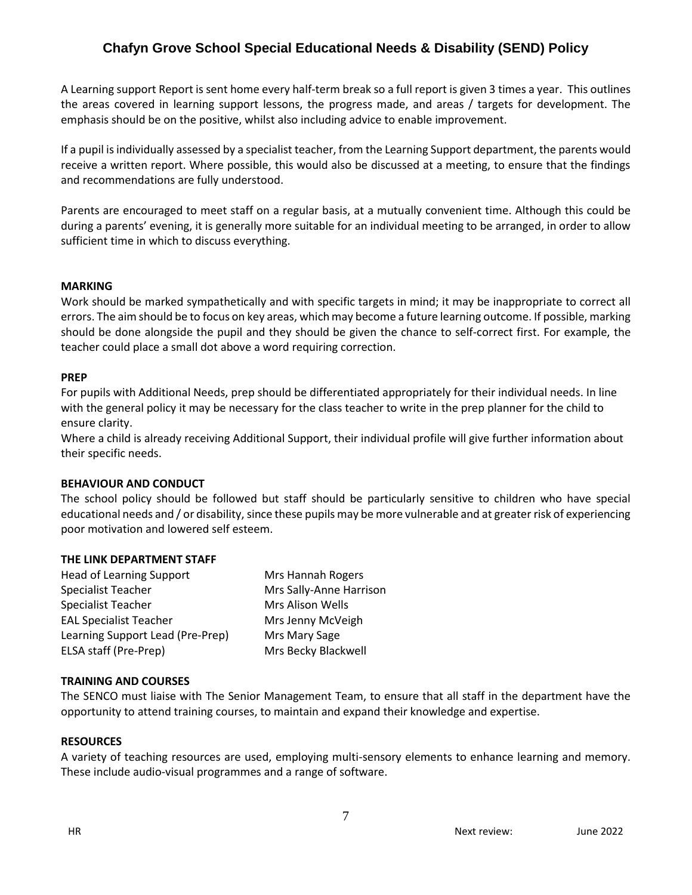A Learning support Report is sent home every half-term break so a full report is given 3 times a year. This outlines the areas covered in learning support lessons, the progress made, and areas / targets for development. The emphasis should be on the positive, whilst also including advice to enable improvement.

If a pupil is individually assessed by a specialist teacher, from the Learning Support department, the parents would receive a written report. Where possible, this would also be discussed at a meeting, to ensure that the findings and recommendations are fully understood.

Parents are encouraged to meet staff on a regular basis, at a mutually convenient time. Although this could be during a parents' evening, it is generally more suitable for an individual meeting to be arranged, in order to allow sufficient time in which to discuss everything.

**MARKING**

Work should be marked sympathetically and with specific targets in mind; it may be inappropriate to correct all errors. The aim should be to focus on key areas, which may become a future learning outcome. If possible, marking should be done alongside the pupil and they should be given the chance to self-correct first. For example, the teacher could place a small dot above a word requiring correction.

**PREP**

For pupils with Additional Needs, prep should be differentiated appropriately for their individual needs. In line with the general policy it may be necessary for the class teacher to write in the prep planner for the child to ensure clarity.

Where a child is already receiving Additional Support, their individual profile will give further information about their specific needs.

**BEHAVIOUR AND CONDUCT**

The school policy should be followed but staff should be particularly sensitive to children who have special educational needs and / or disability, since these pupils may be more vulnerable and at greater risk of experiencing poor motivation and lowered self esteem.

**THE LINK DEPARTMENT STAFF**

| | |
|---|---|
| Head of Learning Support | Mrs Hannah Rogers |
| Specialist Teacher | Mrs Sally-Anne Harrison |
| Specialist Teacher | Mrs Alison Wells |
| EAL Specialist Teacher | Mrs Jenny McVeigh |
| Learning Support Lead (Pre-Prep) | Mrs Mary Sage |
| ELSA staff (Pre-Prep) | Mrs Becky Blackwell |

**TRAINING AND COURSES**

The SENCO must liaise with The Senior Management Team, to ensure that all staff in the department have the opportunity to attend training courses, to maintain and expand their knowledge and expertise.

**RESOURCES**

A variety of teaching resources are used, employing multi-sensory elements to enhance learning and memory. These include audio-visual programmes and a range of software.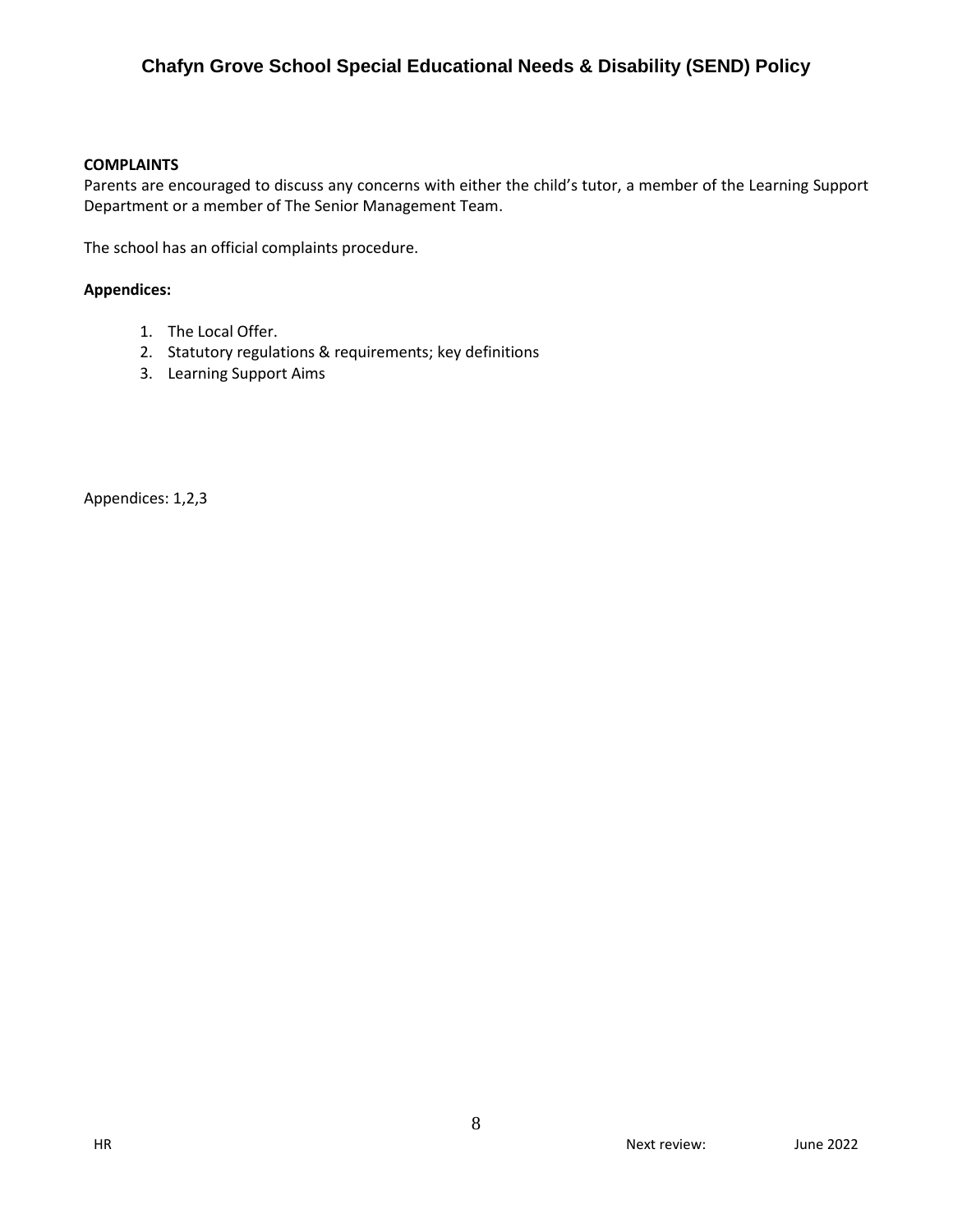**COMPLAINTS**

Parents are encouraged to discuss any concerns with either the child's tutor, a member of the Learning Support Department or a member of The Senior Management Team.

The school has an official complaints procedure.

**Appendices:**

1. The Local Offer.
2. Statutory regulations & requirements; key definitions
3. Learning Support Aims

Appendices: 1,2,3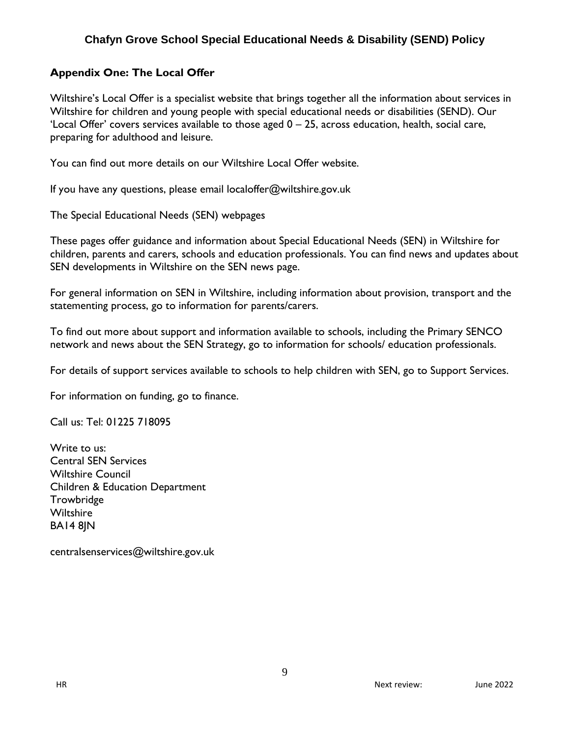## Appendix One: The Local Offer

Wiltshire's Local Offer is a specialist website that brings together all the information about services in Wiltshire for children and young people with special educational needs or disabilities (SEND). Our 'Local Offer' covers services available to those aged 0 – 25, across education, health, social care, preparing for adulthood and leisure.

You can find out more details on our Wiltshire Local Offer website.

If you have any questions, please email localoffer@wiltshire.gov.uk

The Special Educational Needs (SEN) webpages

These pages offer guidance and information about Special Educational Needs (SEN) in Wiltshire for children, parents and carers, schools and education professionals. You can find news and updates about SEN developments in Wiltshire on the SEN news page.

For general information on SEN in Wiltshire, including information about provision, transport and the statementing process, go to information for parents/carers.

To find out more about support and information available to schools, including the Primary SENCO network and news about the SEN Strategy, go to information for schools/ education professionals.

For details of support services available to schools to help children with SEN, go to Support Services.

For information on funding, go to finance.

Call us: Tel: 01225 718095

Write to us:
Central SEN Services
Wiltshire Council
Children & Education Department
Trowbridge
Wiltshire
BA14 8JN

centralsenservices@wiltshire.gov.uk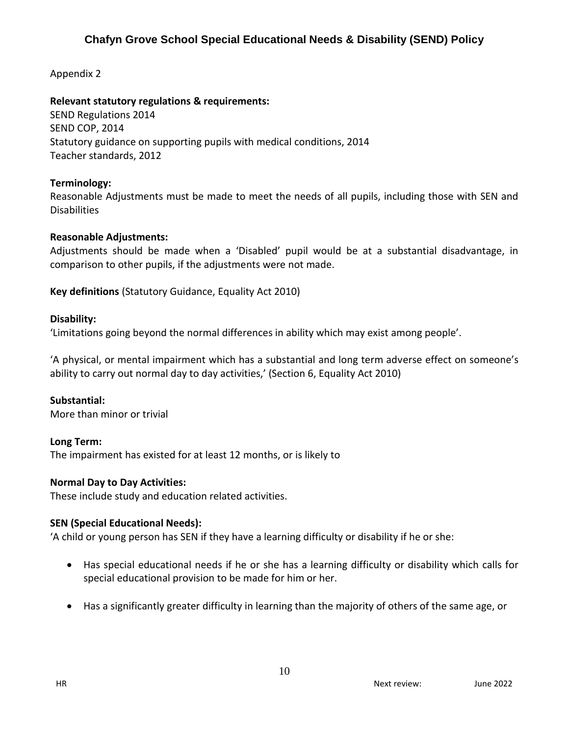Appendix 2

**Relevant statutory regulations & requirements:**
SEND Regulations 2014
SEND COP, 2014
Statutory guidance on supporting pupils with medical conditions, 2014
Teacher standards, 2012

**Terminology:**
Reasonable Adjustments must be made to meet the needs of all pupils, including those with SEN and Disabilities

**Reasonable Adjustments:**
Adjustments should be made when a 'Disabled' pupil would be at a substantial disadvantage, in comparison to other pupils, if the adjustments were not made.

**Key definitions** (Statutory Guidance, Equality Act 2010)

**Disability:**
'Limitations going beyond the normal differences in ability which may exist among people'.

'A physical, or mental impairment which has a substantial and long term adverse effect on someone's ability to carry out normal day to day activities,' (Section 6, Equality Act 2010)

**Substantial:**
More than minor or trivial

**Long Term:**
The impairment has existed for at least 12 months, or is likely to

**Normal Day to Day Activities:**
These include study and education related activities.

**SEN (Special Educational Needs):**
'A child or young person has SEN if they have a learning difficulty or disability if he or she:

- Has special educational needs if he or she has a learning difficulty or disability which calls for special educational provision to be made for him or her.
- Has a significantly greater difficulty in learning than the majority of others of the same age, or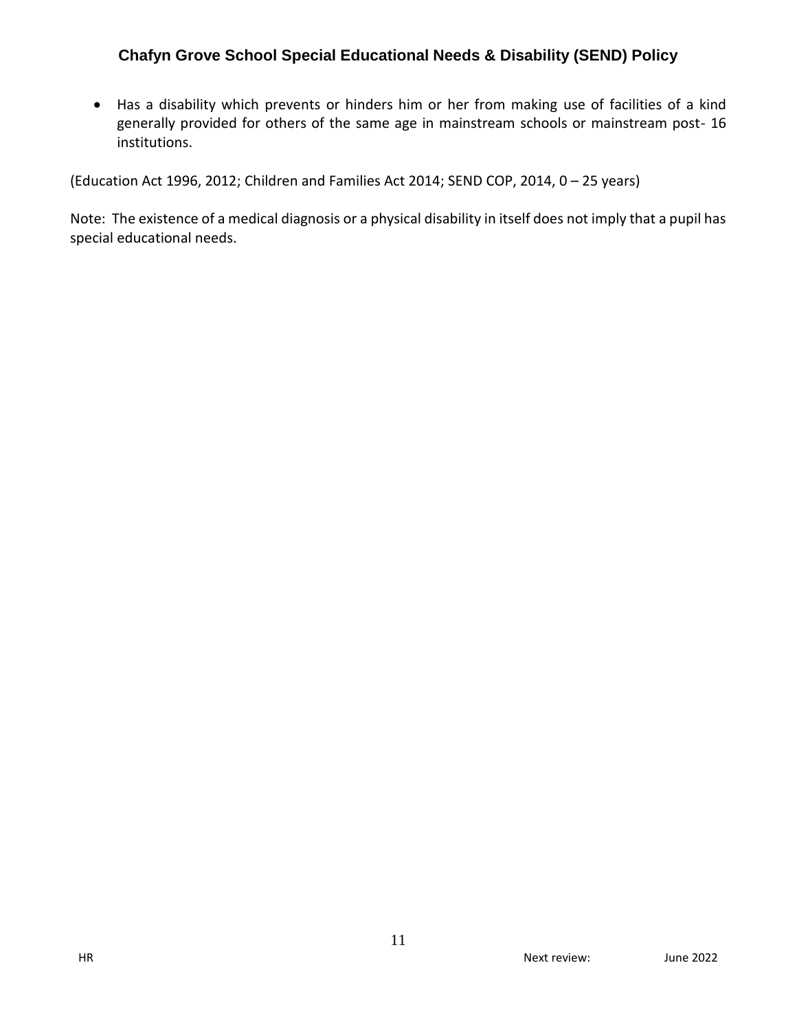- Has a disability which prevents or hinders him or her from making use of facilities of a kind generally provided for others of the same age in mainstream schools or mainstream post- 16 institutions.

(Education Act 1996, 2012; Children and Families Act 2014; SEND COP, 2014, 0 – 25 years)

Note: The existence of a medical diagnosis or a physical disability in itself does not imply that a pupil has special educational needs.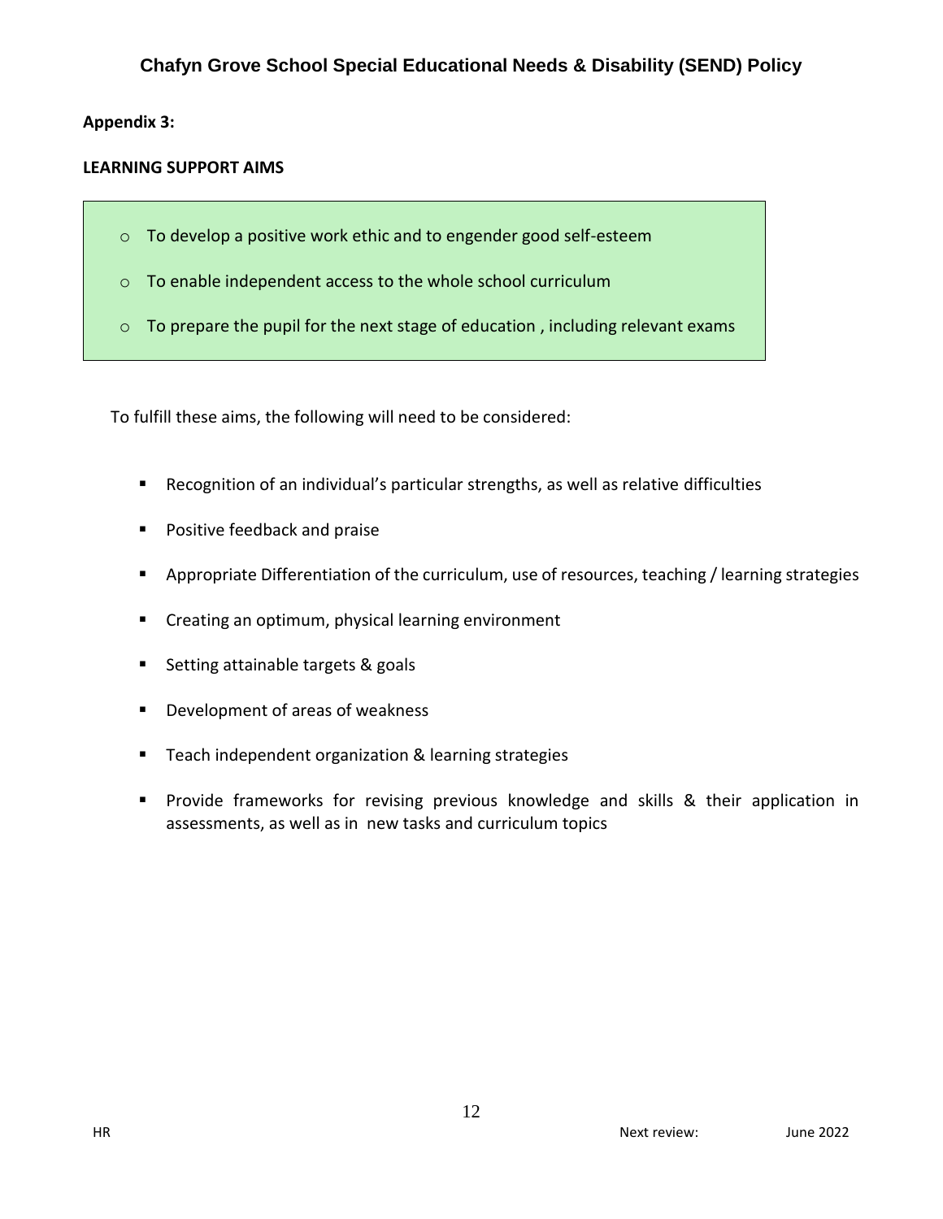## Appendix 3:

### LEARNING SUPPORT AIMS

- To develop a positive work ethic and to engender good self-esteem
- To enable independent access to the whole school curriculum
- To prepare the pupil for the next stage of education , including relevant exams

To fulfill these aims, the following will need to be considered:

- Recognition of an individual's particular strengths, as well as relative difficulties
- Positive feedback and praise
- Appropriate Differentiation of the curriculum, use of resources, teaching / learning strategies
- Creating an optimum, physical learning environment
- Setting attainable targets & goals
- Development of areas of weakness
- Teach independent organization & learning strategies
- Provide frameworks for revising previous knowledge and skills & their application in assessments, as well as in new tasks and curriculum topics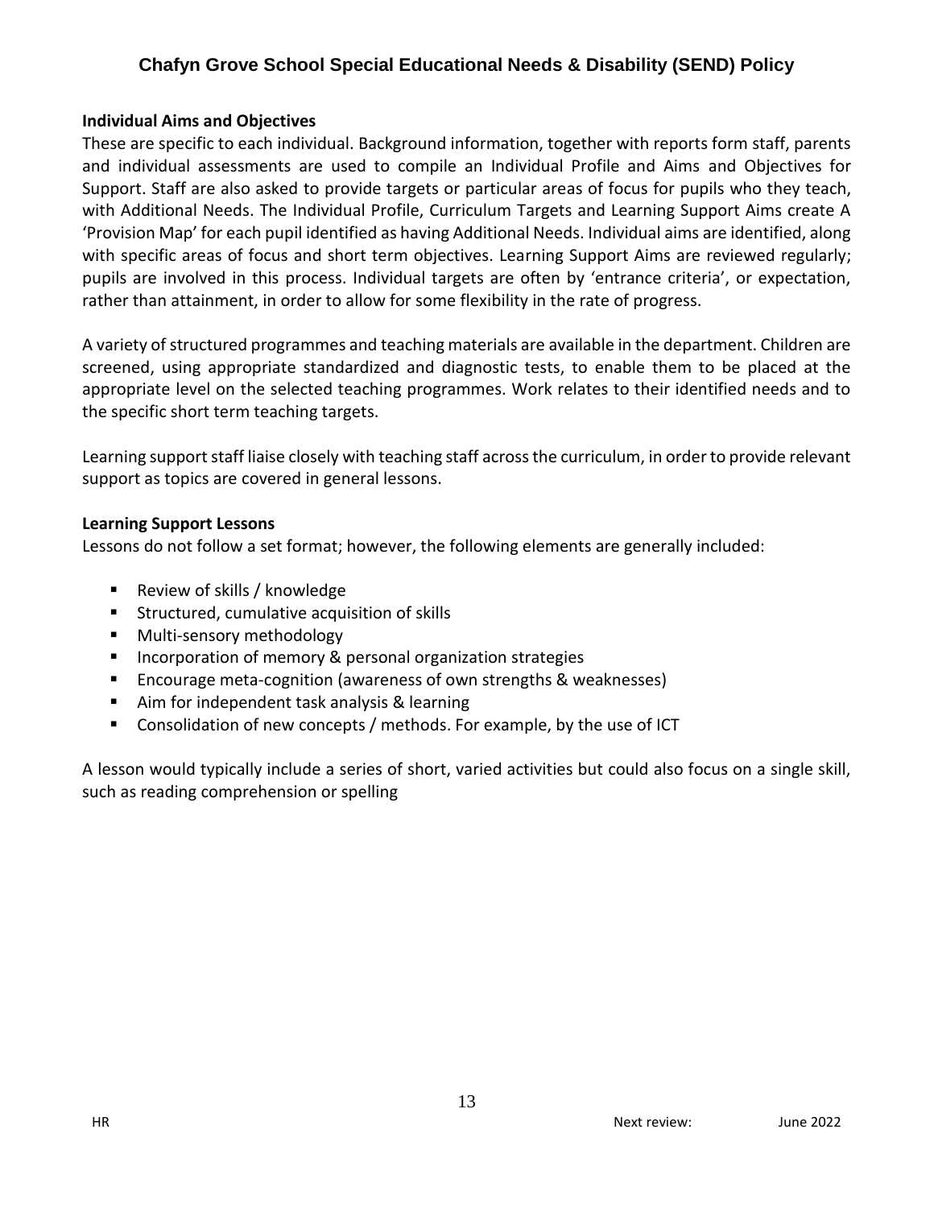**Individual Aims and Objectives**

These are specific to each individual. Background information, together with reports form staff, parents and individual assessments are used to compile an Individual Profile and Aims and Objectives for Support. Staff are also asked to provide targets or particular areas of focus for pupils who they teach, with Additional Needs. The Individual Profile, Curriculum Targets and Learning Support Aims create A 'Provision Map' for each pupil identified as having Additional Needs. Individual aims are identified, along with specific areas of focus and short term objectives. Learning Support Aims are reviewed regularly; pupils are involved in this process. Individual targets are often by 'entrance criteria', or expectation, rather than attainment, in order to allow for some flexibility in the rate of progress.

A variety of structured programmes and teaching materials are available in the department. Children are screened, using appropriate standardized and diagnostic tests, to enable them to be placed at the appropriate level on the selected teaching programmes. Work relates to their identified needs and to the specific short term teaching targets.

Learning support staff liaise closely with teaching staff across the curriculum, in order to provide relevant support as topics are covered in general lessons.

**Learning Support Lessons**

Lessons do not follow a set format; however, the following elements are generally included:

- Review of skills / knowledge
- Structured, cumulative acquisition of skills
- Multi-sensory methodology
- Incorporation of memory & personal organization strategies
- Encourage meta-cognition (awareness of own strengths & weaknesses)
- Aim for independent task analysis & learning
- Consolidation of new concepts / methods. For example, by the use of ICT

A lesson would typically include a series of short, varied activities but could also focus on a single skill, such as reading comprehension or spelling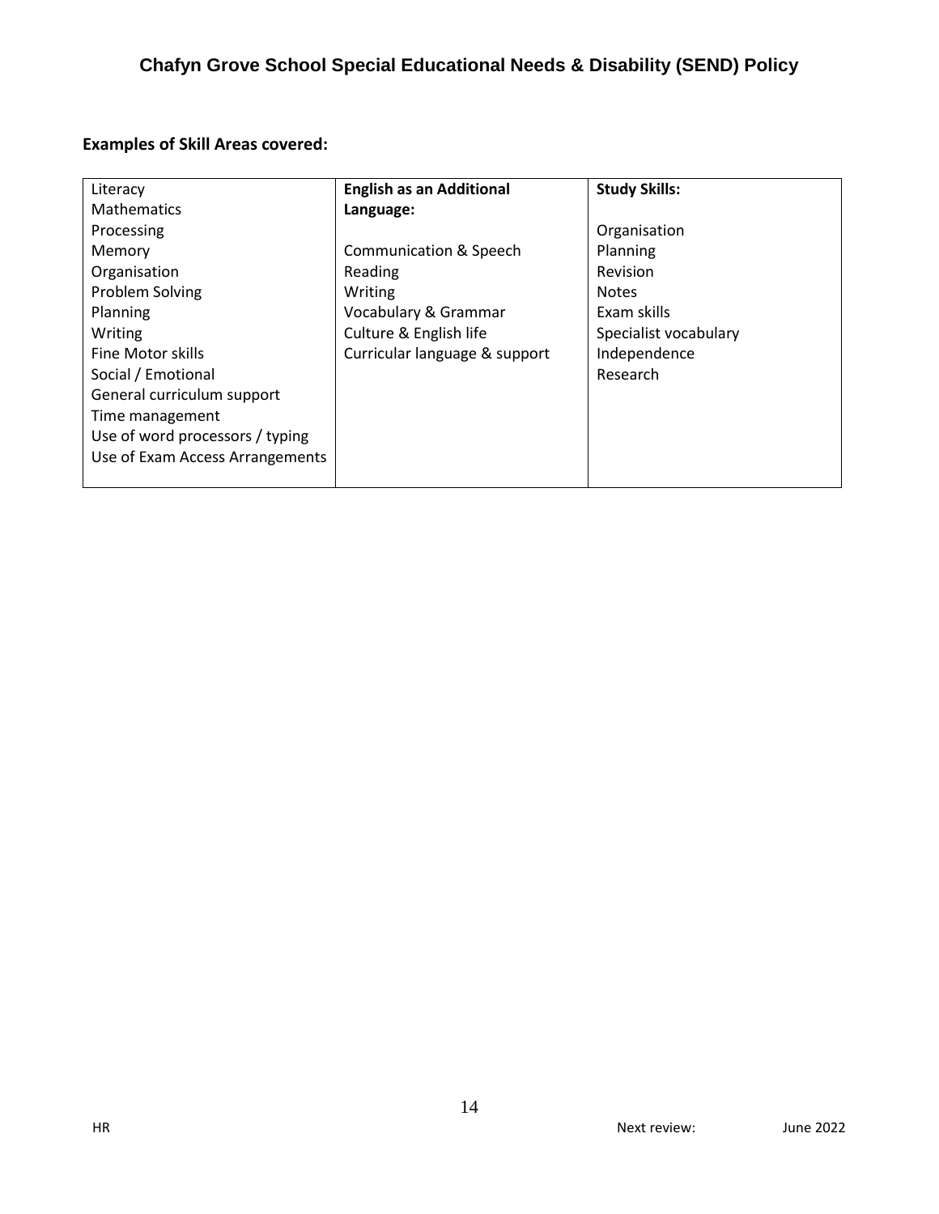**Examples of Skill Areas covered:**

| | | |
|---|---|---|
| Literacy<br>Mathematics<br>Processing<br>Memory<br>Organisation<br>Problem Solving<br>Planning<br>Writing<br>Fine Motor skills<br>Social / Emotional<br>General curriculum support<br>Time management<br>Use of word processors / typing<br>Use of Exam Access Arrangements | **English as an Additional Language:**<br><br>Communication & Speech<br>Reading<br>Writing<br>Vocabulary & Grammar<br>Culture & English life<br>Curricular language & support | **Study Skills:**<br><br>Organisation<br>Planning<br>Revision<br>Notes<br>Exam skills<br>Specialist vocabulary<br>Independence<br>Research |